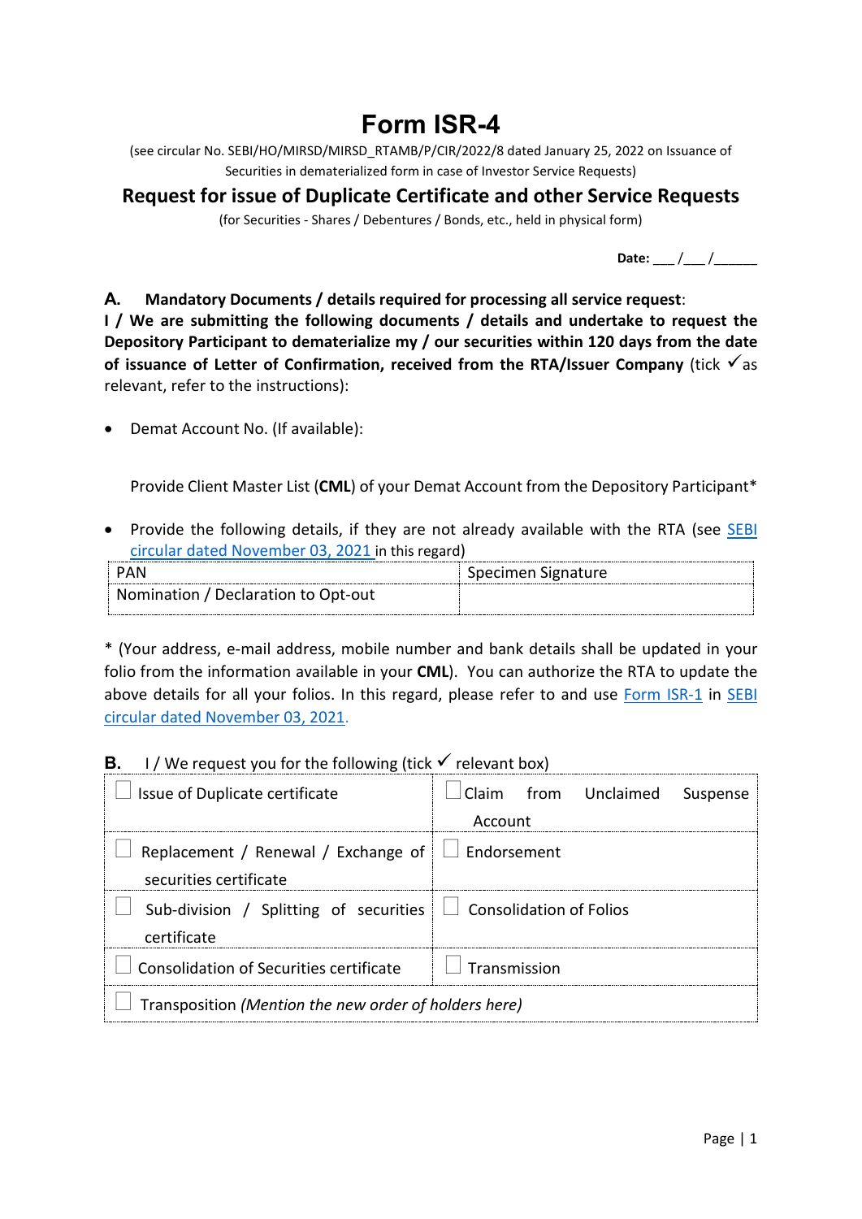# Form ISR-4

(see circular No. SEBI/HO/MIRSD/MIRSD_RTAMB/P/CIR/2022/8 dated January 25, 2022 on Issuance of Securities in dematerialized form in case of Investor Service Requests)

## Request for issue of Duplicate Certificate and other Service Requests

(for Securities - Shares / Debentures / Bonds, etc., held in physical form)

**Date:** ___ /___ /______

**A. Mandatory Documents / details required for processing all service request**:
**I / We are submitting the following documents / details and undertake to request the Depository Participant to dematerialize my / our securities within 120 days from the date of issuance of Letter of Confirmation, received from the RTA/Issuer Company** (tick ✓ as relevant, refer to the instructions):

- Demat Account No. (If available):

  Provide Client Master List (**CML**) of your Demat Account from the Depository Participant*

- Provide the following details, if they are not already available with the RTA (see SEBI circular dated November 03, 2021 in this regard)

| PAN | Specimen Signature |
|---|---|
| Nomination / Declaration to Opt-out | |

* (Your address, e-mail address, mobile number and bank details shall be updated in your folio from the information available in your **CML**). You can authorize the RTA to update the above details for all your folios. In this regard, please refer to and use Form ISR-1 in SEBI circular dated November 03, 2021.

**B.** I / We request you for the following (tick ✓ relevant box)

| | |
|---|---|
| ☐ Issue of Duplicate certificate | ☐ Claim from Unclaimed Suspense Account |
| ☐ Replacement / Renewal / Exchange of securities certificate | ☐ Endorsement |
| ☐ Sub-division / Splitting of securities certificate | ☐ Consolidation of Folios |
| ☐ Consolidation of Securities certificate | ☐ Transmission |
| ☐ Transposition *(Mention the new order of holders here)* | |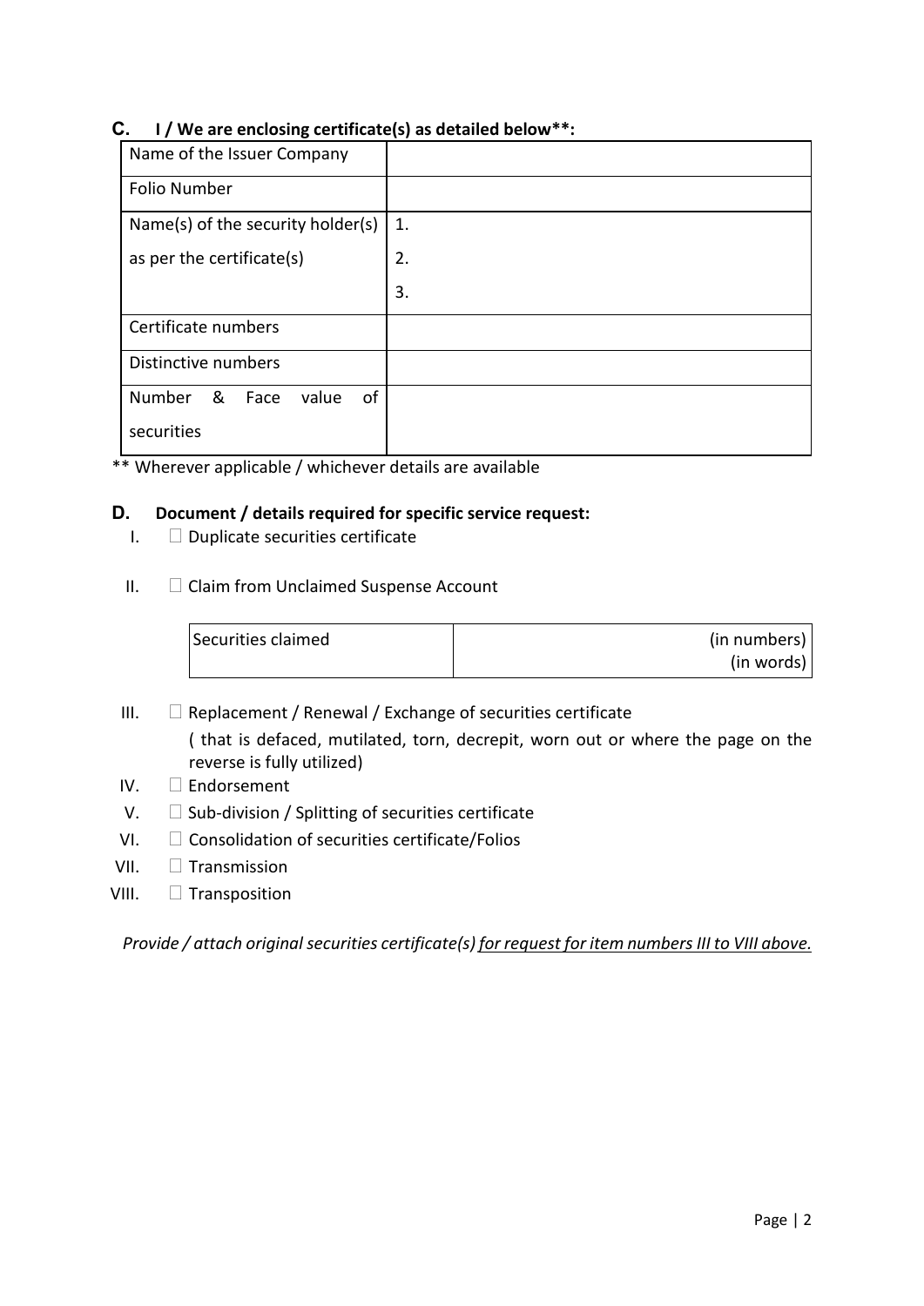**C. I / We are enclosing certificate(s) as detailed below\*\*:**

| | |
|---|---|
| Name of the Issuer Company | |
| Folio Number | |
| Name(s) of the security holder(s) as per the certificate(s) | 1.<br>2.<br>3. |
| Certificate numbers | |
| Distinctive numbers | |
| Number & Face value of securities | |

\*\* Wherever applicable / whichever details are available

**D. Document / details required for specific service request:**

I. ☐ Duplicate securities certificate

II. ☐ Claim from Unclaimed Suspense Account

| | |
|---|---|
| Securities claimed | (in numbers)<br>(in words) |

III. ☐ Replacement / Renewal / Exchange of securities certificate
( that is defaced, mutilated, torn, decrepit, worn out or where the page on the reverse is fully utilized)

IV. ☐ Endorsement

V. ☐ Sub-division / Splitting of securities certificate

VI. ☐ Consolidation of securities certificate/Folios

VII. ☐ Transmission

VIII. ☐ Transposition

*Provide / attach original securities certificate(s) <u>for request for item numbers III to VIII above.</u>*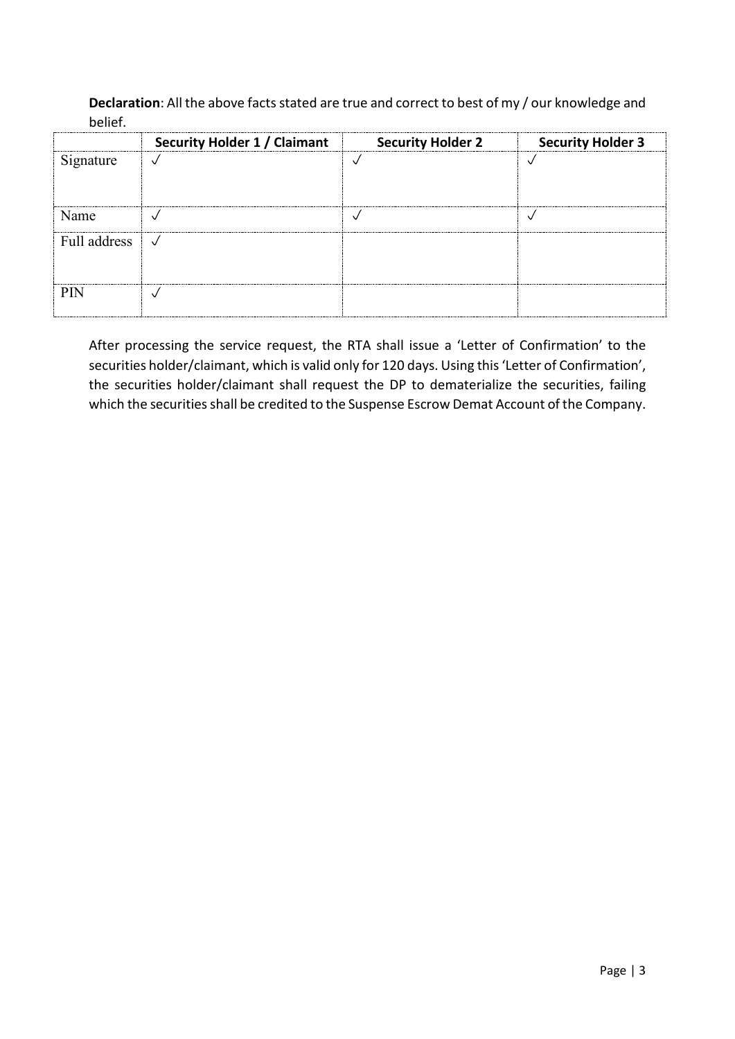**Declaration**: All the above facts stated are true and correct to best of my / our knowledge and belief.

| | Security Holder 1 / Claimant | Security Holder 2 | Security Holder 3 |
|---|---|---|---|
| Signature | ✓ | ✓ | ✓ |
| Name | ✓ | ✓ | ✓ |
| Full address | ✓ | | |
| PIN | ✓ | | |

After processing the service request, the RTA shall issue a 'Letter of Confirmation' to the securities holder/claimant, which is valid only for 120 days. Using this 'Letter of Confirmation', the securities holder/claimant shall request the DP to dematerialize the securities, failing which the securities shall be credited to the Suspense Escrow Demat Account of the Company.